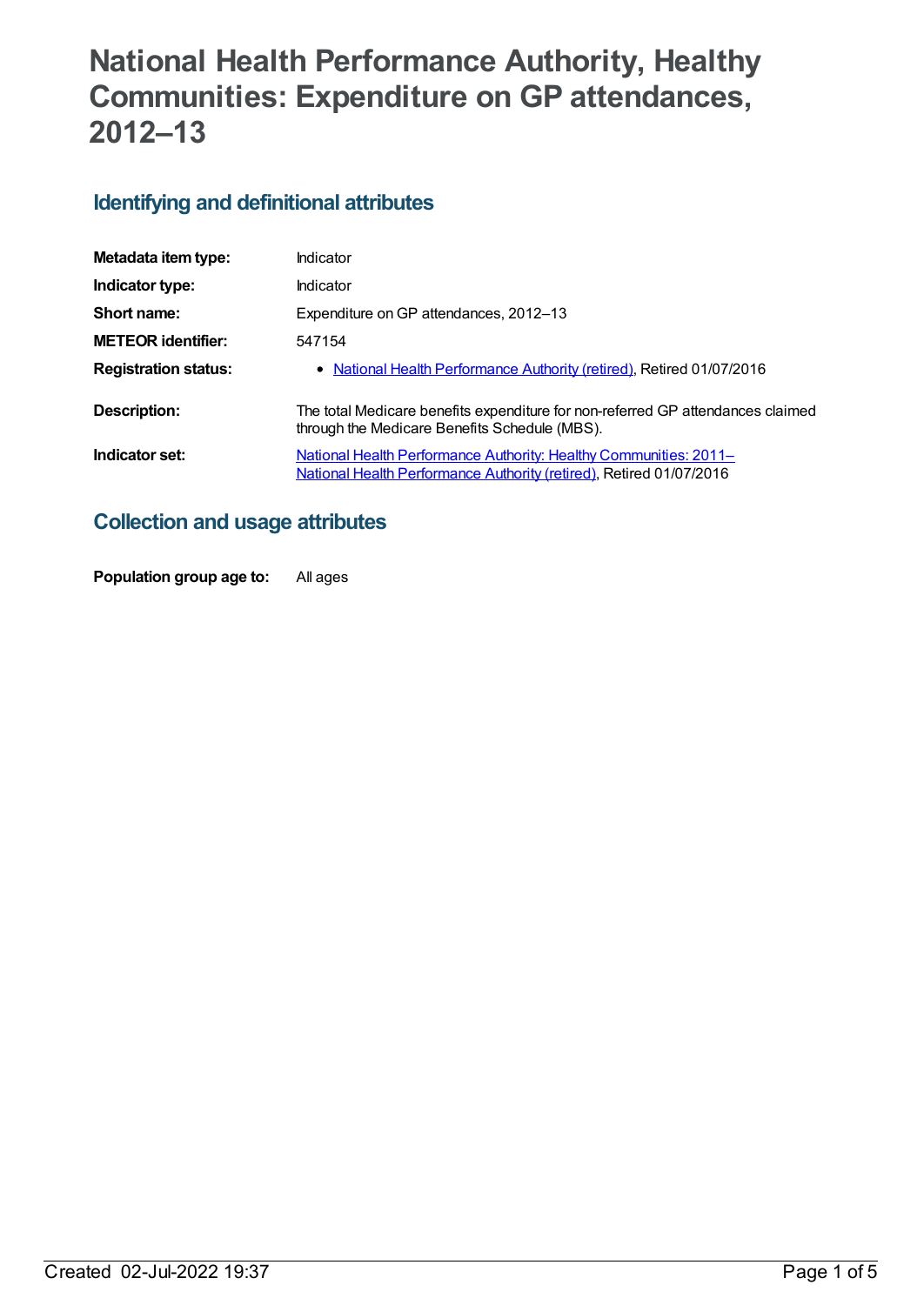# National Health Performance Authority, Healthy Communities: Expenditure on GP attendances, 2012–13

## Identifying and definitional attributes

| | |
|---|---|
| **Metadata item type:** | Indicator |
| **Indicator type:** | Indicator |
| **Short name:** | Expenditure on GP attendances, 2012–13 |
| **METEOR identifier:** | 547154 |
| **Registration status:** | • National Health Performance Authority (retired), Retired 01/07/2016 |
| **Description:** | The total Medicare benefits expenditure for non-referred GP attendances claimed through the Medicare Benefits Schedule (MBS). |
| **Indicator set:** | National Health Performance Authority: Healthy Communities: 2011– National Health Performance Authority (retired), Retired 01/07/2016 |

## Collection and usage attributes

| | |
|---|---|
| **Population group age to:** | All ages |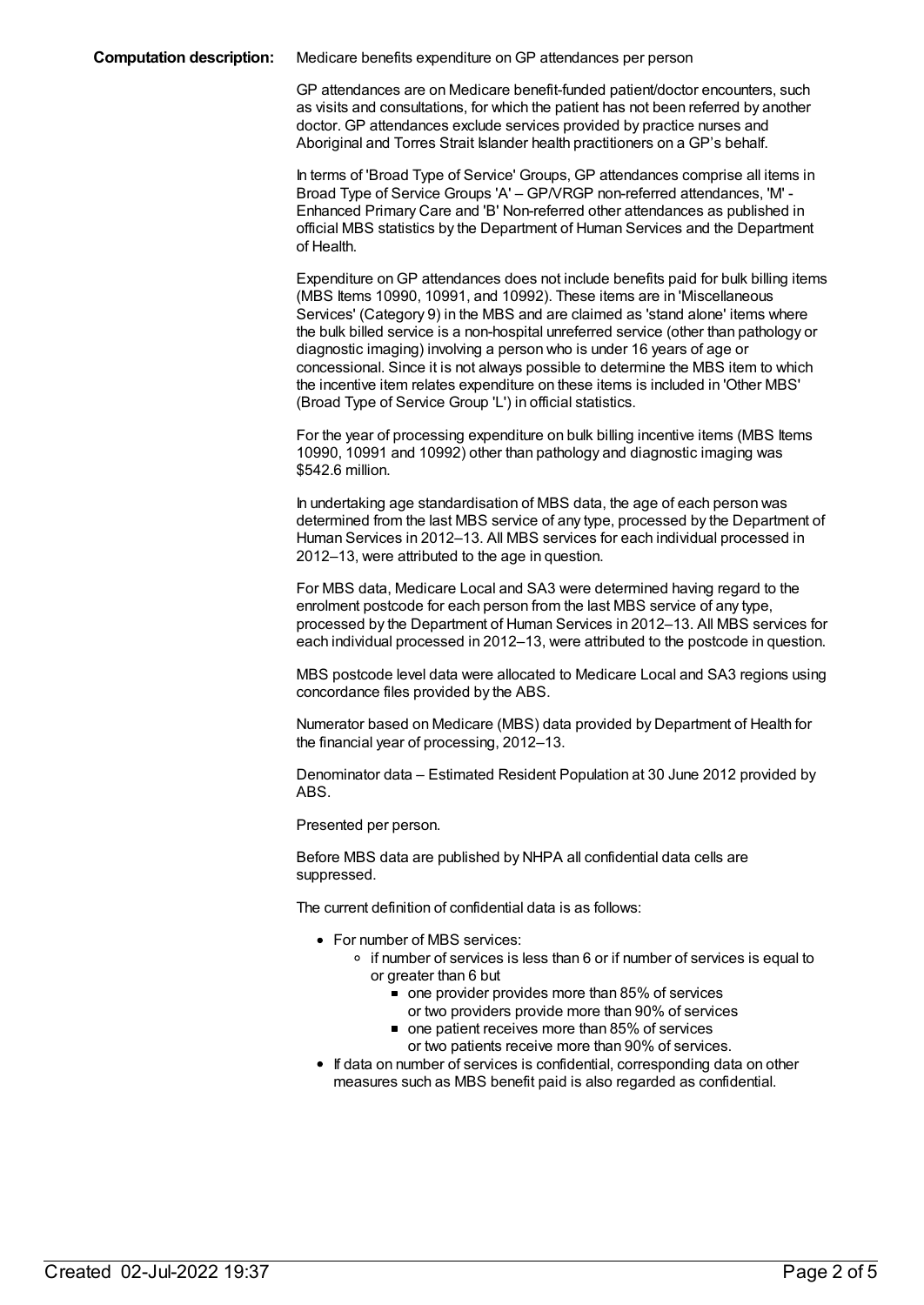**Computation description:** Medicare benefits expenditure on GP attendances per person

GP attendances are on Medicare benefit-funded patient/doctor encounters, such as visits and consultations, for which the patient has not been referred by another doctor. GP attendances exclude services provided by practice nurses and Aboriginal and Torres Strait Islander health practitioners on a GP's behalf.

In terms of 'Broad Type of Service' Groups, GP attendances comprise all items in Broad Type of Service Groups 'A' – GP/VRGP non-referred attendances, 'M' - Enhanced Primary Care and 'B' Non-referred other attendances as published in official MBS statistics by the Department of Human Services and the Department of Health.

Expenditure on GP attendances does not include benefits paid for bulk billing items (MBS Items 10990, 10991, and 10992). These items are in 'Miscellaneous Services' (Category 9) in the MBS and are claimed as 'stand alone' items where the bulk billed service is a non-hospital unreferred service (other than pathology or diagnostic imaging) involving a person who is under 16 years of age or concessional. Since it is not always possible to determine the MBS item to which the incentive item relates expenditure on these items is included in 'Other MBS' (Broad Type of Service Group 'L') in official statistics.

For the year of processing expenditure on bulk billing incentive items (MBS Items 10990, 10991 and 10992) other than pathology and diagnostic imaging was $542.6 million.

In undertaking age standardisation of MBS data, the age of each person was determined from the last MBS service of any type, processed by the Department of Human Services in 2012–13. All MBS services for each individual processed in 2012–13, were attributed to the age in question.

For MBS data, Medicare Local and SA3 were determined having regard to the enrolment postcode for each person from the last MBS service of any type, processed by the Department of Human Services in 2012–13. All MBS services for each individual processed in 2012–13, were attributed to the postcode in question.

MBS postcode level data were allocated to Medicare Local and SA3 regions using concordance files provided by the ABS.

Numerator based on Medicare (MBS) data provided by Department of Health for the financial year of processing, 2012–13.

Denominator data – Estimated Resident Population at 30 June 2012 provided by ABS.

Presented per person.

Before MBS data are published by NHPA all confidential data cells are suppressed.

The current definition of confidential data is as follows:

- For number of MBS services:
  - if number of services is less than 6 or if number of services is equal to or greater than 6 but
    - one provider provides more than 85% of services or two providers provide more than 90% of services
    - one patient receives more than 85% of services or two patients receive more than 90% of services.
- If data on number of services is confidential, corresponding data on other measures such as MBS benefit paid is also regarded as confidential.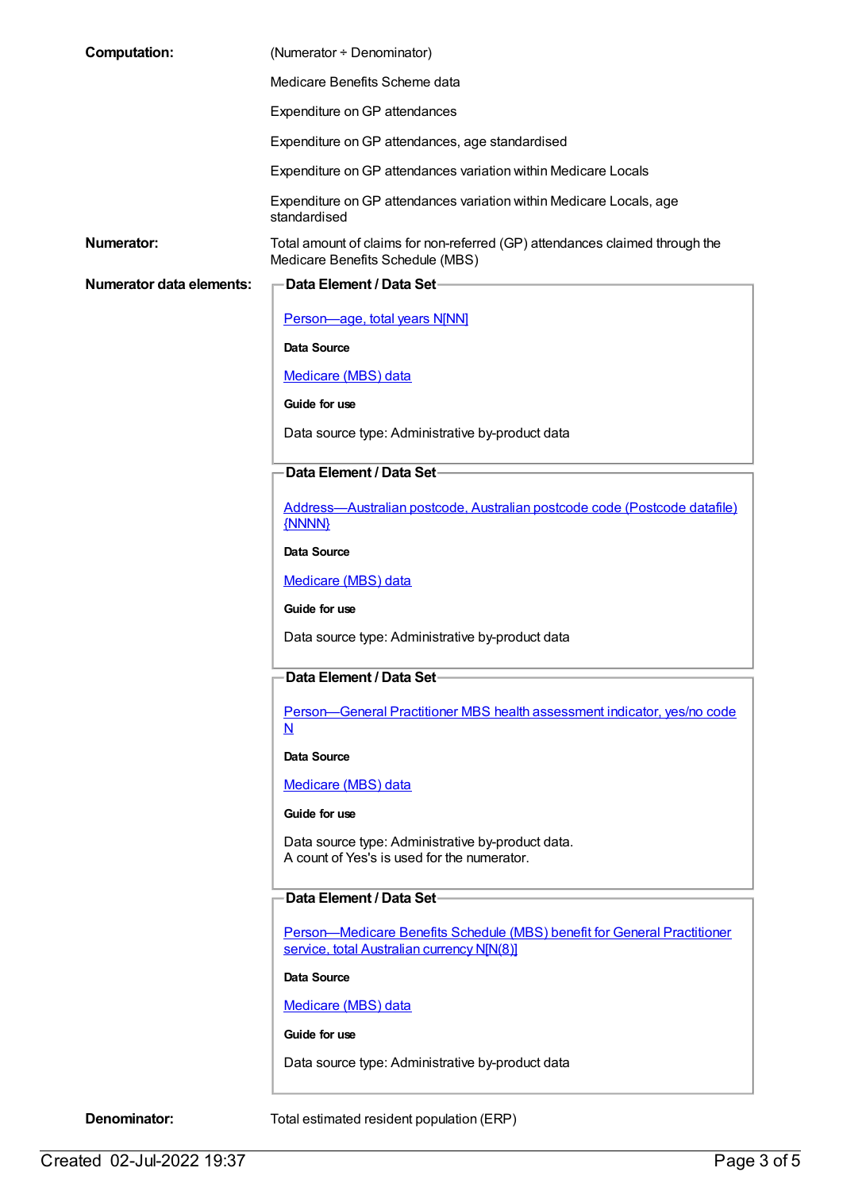**Computation:** (Numerator ÷ Denominator)

Medicare Benefits Scheme data

Expenditure on GP attendances

Expenditure on GP attendances, age standardised

Expenditure on GP attendances variation within Medicare Locals

Expenditure on GP attendances variation within Medicare Locals, age standardised

**Numerator:** Total amount of claims for non-referred (GP) attendances claimed through the Medicare Benefits Schedule (MBS)

**Numerator data elements:**

**Data Element / Data Set**

Person—age, total years N[NN]

**Data Source**

Medicare (MBS) data

**Guide for use**

Data source type: Administrative by-product data

**Data Element / Data Set**

Address—Australian postcode, Australian postcode code (Postcode datafile) {NNNN}

**Data Source**

Medicare (MBS) data

**Guide for use**

Data source type: Administrative by-product data

**Data Element / Data Set**

Person—General Practitioner MBS health assessment indicator, yes/no code N

**Data Source**

Medicare (MBS) data

**Guide for use**

Data source type: Administrative by-product data.
A count of Yes's is used for the numerator.

**Data Element / Data Set**

Person—Medicare Benefits Schedule (MBS) benefit for General Practitioner service, total Australian currency N[N(8)]

**Data Source**

Medicare (MBS) data

**Guide for use**

Data source type: Administrative by-product data

**Denominator:** Total estimated resident population (ERP)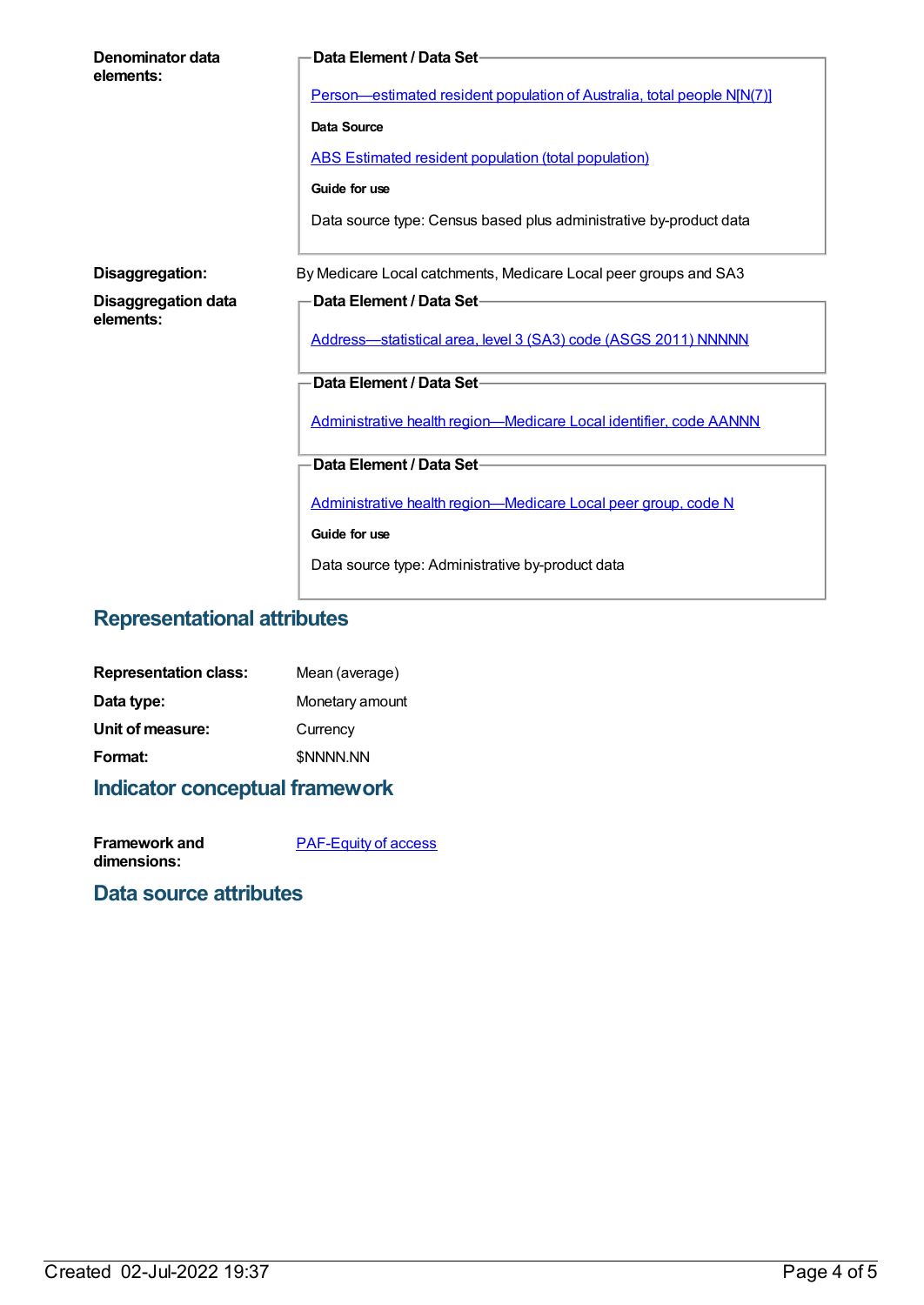**Denominator data elements:**

**Data Element / Data Set**

Person—estimated resident population of Australia, total people N[N(7)]

**Data Source**

ABS Estimated resident population (total population)

**Guide for use**

Data source type: Census based plus administrative by-product data

**Disaggregation:** By Medicare Local catchments, Medicare Local peer groups and SA3

**Disaggregation data elements:**

**Data Element / Data Set**

Address—statistical area, level 3 (SA3) code (ASGS 2011) NNNNN

**Data Element / Data Set**

Administrative health region—Medicare Local identifier, code AANNN

**Data Element / Data Set**

Administrative health region—Medicare Local peer group, code N

**Guide for use**

Data source type: Administrative by-product data

## Representational attributes

**Representation class:** Mean (average)

**Data type:** Monetary amount

**Unit of measure:** Currency

**Format:** $NNNN.NN

## Indicator conceptual framework

**Framework and dimensions:** PAF-Equity of access

## Data source attributes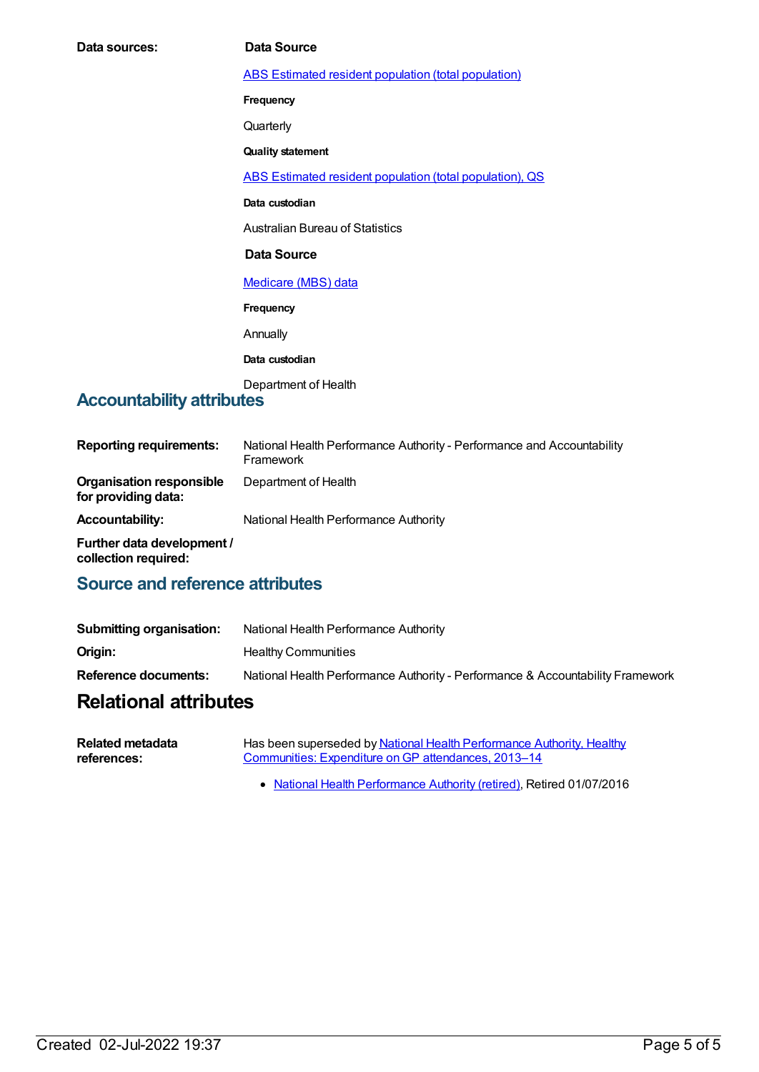**Data sources:**

**Data Source**

ABS Estimated resident population (total population)

**Frequency**

Quarterly

**Quality statement**

ABS Estimated resident population (total population), QS

**Data custodian**

Australian Bureau of Statistics

**Data Source**

Medicare (MBS) data

**Frequency**

Annually

**Data custodian**

Department of Health

## Accountability attributes

**Reporting requirements:** National Health Performance Authority - Performance and Accountability Framework

**Organisation responsible for providing data:** Department of Health

**Accountability:** National Health Performance Authority

**Further data development / collection required:**

## Source and reference attributes

**Submitting organisation:** National Health Performance Authority

**Origin:** Healthy Communities

**Reference documents:** National Health Performance Authority - Performance & Accountability Framework

# Relational attributes

**Related metadata references:** Has been superseded by National Health Performance Authority, Healthy Communities: Expenditure on GP attendances, 2013–14

- National Health Performance Authority (retired), Retired 01/07/2016